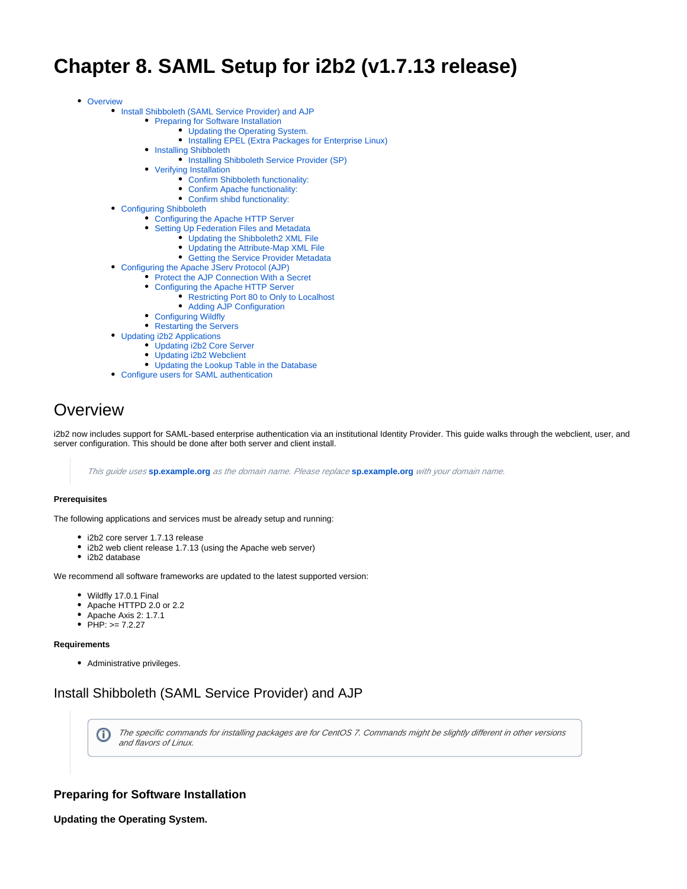# Chapter 8. SAML Setup for i2b2 (v1.7.13 release)

- Overview
  - Install Shibboleth (SAML Service Provider) and AJP
    - Preparing for Software Installation
      - Updating the Operating System.
      - Installing EPEL (Extra Packages for Enterprise Linux)
    - Installing Shibboleth
      - Installing Shibboleth Service Provider (SP)
    - Verifying Installation
      - Confirm Shibboleth functionality:
      - Confirm Apache functionality:
      - Confirm shibd functionality:
  - Configuring Shibboleth
    - Configuring the Apache HTTP Server
    - Setting Up Federation Files and Metadata
      - Updating the Shibboleth2 XML File
      - Updating the Attribute-Map XML File
      - Getting the Service Provider Metadata
  - Configuring the Apache JServ Protocol (AJP)
    - Protect the AJP Connection With a Secret
    - Configuring the Apache HTTP Server
      - Restricting Port 80 to Only to Localhost
      - Adding AJP Configuration
    - Configuring Wildfly
    - Restarting the Servers
  - Updating i2b2 Applications
    - Updating i2b2 Core Server
    - Updating i2b2 Webclient
    - Updating the Lookup Table in the Database
  - Configure users for SAML authentication

## Overview

i2b2 now includes support for SAML-based enterprise authentication via an institutional Identity Provider. This guide walks through the webclient, user, and server configuration. This should be done after both server and client install.

> *This guide uses* **sp.example.org** *as the domain name. Please replace* **sp.example.org** *with your domain name.*

#### Prerequisites

The following applications and services must be already setup and running:

- i2b2 core server 1.7.13 release
- i2b2 web client release 1.7.13 (using the Apache web server)
- i2b2 database

We recommend all software frameworks are updated to the latest supported version:

- Wildfly 17.0.1 Final
- Apache HTTPD 2.0 or 2.2
- Apache Axis 2: 1.7.1
- PHP: >= 7.2.27

#### Requirements

- Administrative privileges.

## Install Shibboleth (SAML Service Provider) and AJP

> *The specific commands for installing packages are for CentOS 7. Commands might be slightly different in other versions and flavors of Linux.*

### Preparing for Software Installation

#### Updating the Operating System.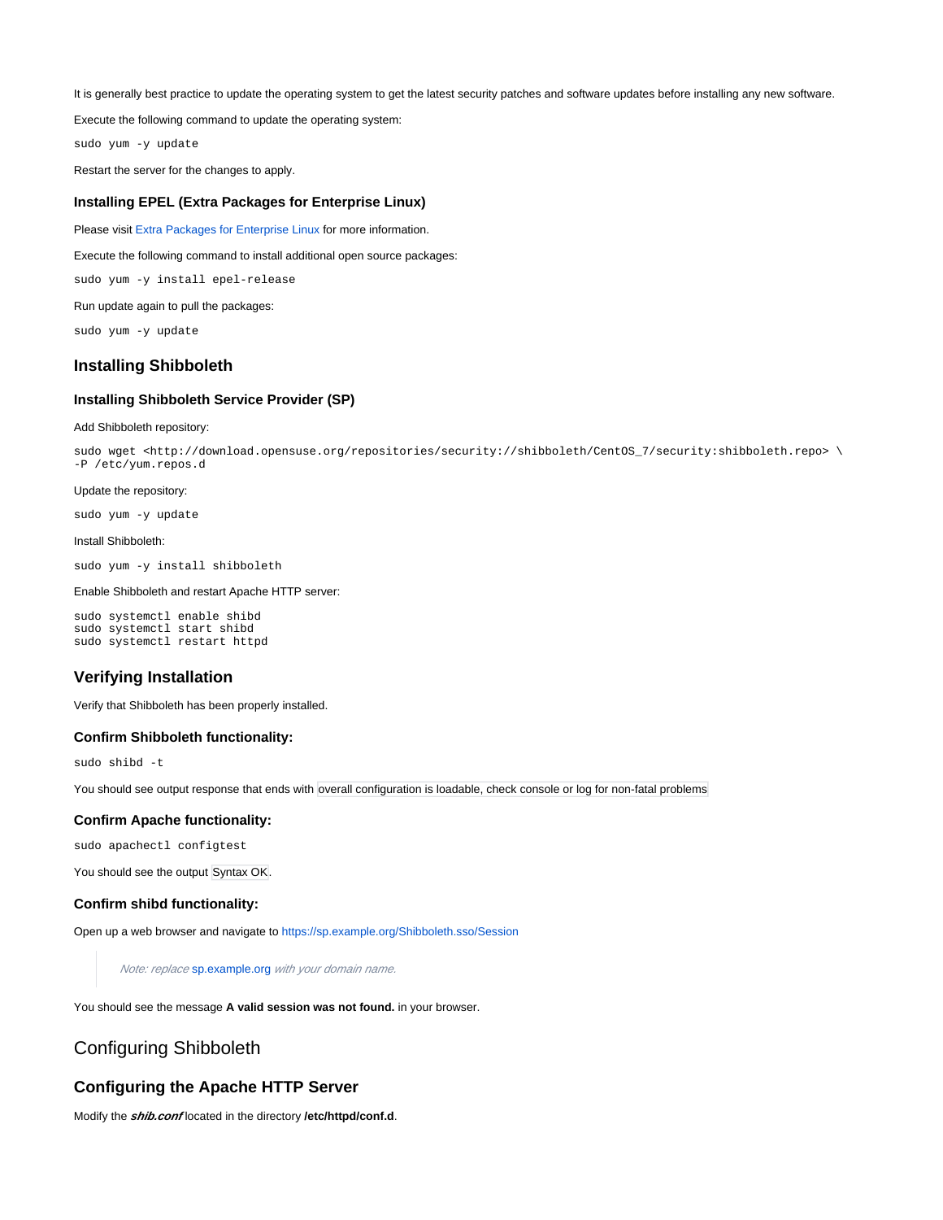It is generally best practice to update the operating system to get the latest security patches and software updates before installing any new software.

Execute the following command to update the operating system:

```
sudo yum -y update
```

Restart the server for the changes to apply.

### Installing EPEL (Extra Packages for Enterprise Linux)

Please visit Extra Packages for Enterprise Linux for more information.

Execute the following command to install additional open source packages:

```
sudo yum -y install epel-release
```

Run update again to pull the packages:

```
sudo yum -y update
```

## Installing Shibboleth

### Installing Shibboleth Service Provider (SP)

Add Shibboleth repository:

```
sudo wget <http://download.opensuse.org/repositories/security://shibboleth/CentOS_7/security:shibboleth.repo> \
-P /etc/yum.repos.d
```

Update the repository:

```
sudo yum -y update
```

Install Shibboleth:

```
sudo yum -y install shibboleth
```

Enable Shibboleth and restart Apache HTTP server:

```
sudo systemctl enable shibd
sudo systemctl start shibd
sudo systemctl restart httpd
```

## Verifying Installation

Verify that Shibboleth has been properly installed.

### Confirm Shibboleth functionality:

```
sudo shibd -t
```

You should see output response that ends with `overall configuration is loadable, check console or log for non-fatal problems`

### Confirm Apache functionality:

```
sudo apachectl configtest
```

You should see the output `Syntax OK`.

### Confirm shibd functionality:

Open up a web browser and navigate to https://sp.example.org/Shibboleth.sso/Session

> *Note: replace* sp.example.org *with your domain name.*

You should see the message **A valid session was not found.** in your browser.

# Configuring Shibboleth

## Configuring the Apache HTTP Server

Modify the ***shib.conf*** located in the directory **/etc/httpd/conf.d**.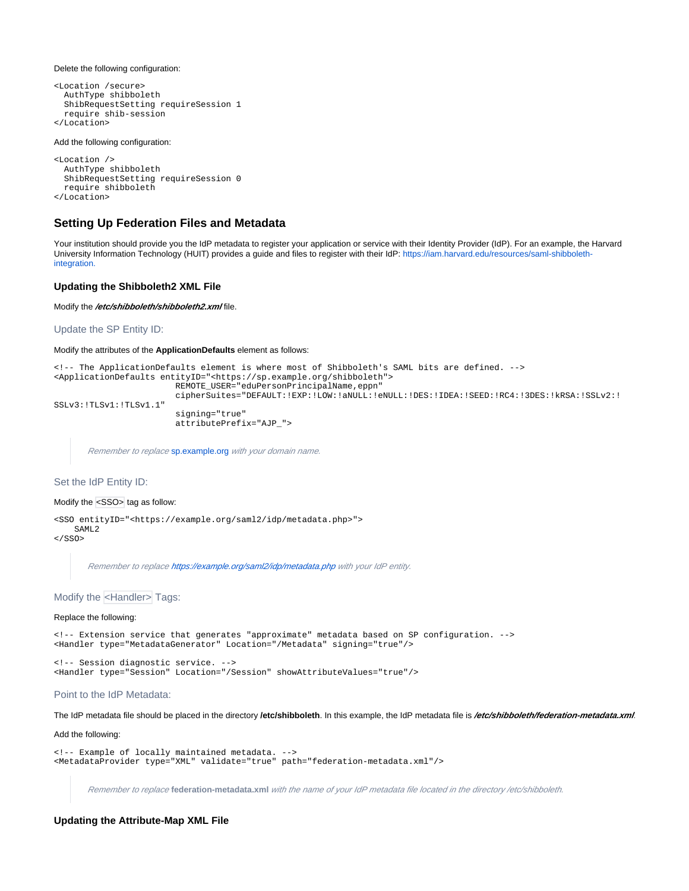Delete the following configuration:

```
<Location /secure>
  AuthType shibboleth
  ShibRequestSetting requireSession 1
  require shib-session
</Location>
```

Add the following configuration:

```
<Location />
  AuthType shibboleth
  ShibRequestSetting requireSession 0
  require shibboleth
</Location>
```

## Setting Up Federation Files and Metadata

Your institution should provide you the IdP metadata to register your application or service with their Identity Provider (IdP). For an example, the Harvard University Information Technology (HUIT) provides a guide and files to register with their IdP: https://iam.harvard.edu/resources/saml-shibboleth-integration.

### Updating the Shibboleth2 XML File

Modify the ***/etc/shibboleth/shibboleth2.xml*** file.

#### Update the SP Entity ID:

Modify the attributes of the **ApplicationDefaults** element as follows:

```
<!-- The ApplicationDefaults element is where most of Shibboleth's SAML bits are defined. -->
<ApplicationDefaults entityID="<https://sp.example.org/shibboleth">
                        REMOTE_USER="eduPersonPrincipalName,eppn"
                        cipherSuites="DEFAULT:!EXP:!LOW:!aNULL:!eNULL:!DES:!IDEA:!SEED:!RC4:!3DES:!kRSA:!SSLv2:!
SSLv3:!TLSv1:!TLSv1.1"
                        signing="true"
                        attributePrefix="AJP_">
```

> *Remember to replace* sp.example.org *with your domain name.*

#### Set the IdP Entity ID:

Modify the `<SSO>` tag as follow:

```
<SSO entityID="<https://example.org/saml2/idp/metadata.php>">
    SAML2
</SSO>
```

> *Remember to replace https://example.org/saml2/idp/metadata.php with your IdP entity.*

#### Modify the `<Handler>` Tags:

Replace the following:

```
<!-- Extension service that generates "approximate" metadata based on SP configuration. -->
<Handler type="MetadataGenerator" Location="/Metadata" signing="true"/>

<!-- Session diagnostic service. -->
<Handler type="Session" Location="/Session" showAttributeValues="true"/>
```

#### Point to the IdP Metadata:

The IdP metadata file should be placed in the directory **/etc/shibboleth**. In this example, the IdP metadata file is ***/etc/shibboleth/federation-metadata.xml***.

Add the following:

```
<!-- Example of locally maintained metadata. -->
<MetadataProvider type="XML" validate="true" path="federation-metadata.xml"/>
```

> *Remember to replace* **federation-metadata.xml** *with the name of your IdP metadata file located in the directory /etc/shibboleth.*

### Updating the Attribute-Map XML File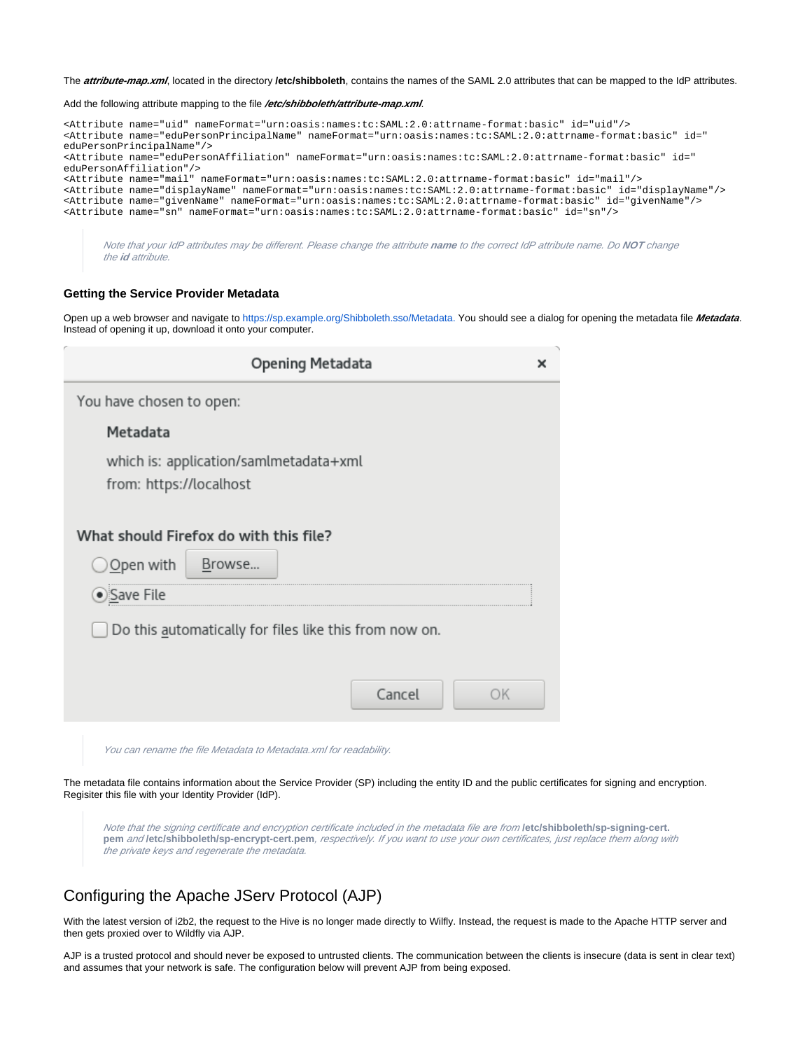The ***attribute-map.xml***, located in the directory **/etc/shibboleth**, contains the names of the SAML 2.0 attributes that can be mapped to the IdP attributes.

Add the following attribute mapping to the file ***/etc/shibboleth/attribute-map.xml***.

```
<Attribute name="uid" nameFormat="urn:oasis:names:tc:SAML:2.0:attrname-format:basic" id="uid"/>
<Attribute name="eduPersonPrincipalName" nameFormat="urn:oasis:names:tc:SAML:2.0:attrname-format:basic" id="
eduPersonPrincipalName"/>
<Attribute name="eduPersonAffiliation" nameFormat="urn:oasis:names:tc:SAML:2.0:attrname-format:basic" id="
eduPersonAffiliation"/>
<Attribute name="mail" nameFormat="urn:oasis:names:tc:SAML:2.0:attrname-format:basic" id="mail"/>
<Attribute name="displayName" nameFormat="urn:oasis:names:tc:SAML:2.0:attrname-format:basic" id="displayName"/>
<Attribute name="givenName" nameFormat="urn:oasis:names:tc:SAML:2.0:attrname-format:basic" id="givenName"/>
<Attribute name="sn" nameFormat="urn:oasis:names:tc:SAML:2.0:attrname-format:basic" id="sn"/>
```

> *Note that your IdP attributes may be different. Please change the attribute **name** to the correct IdP attribute name. Do **NOT** change the **id** attribute.*

### Getting the Service Provider Metadata

Open up a web browser and navigate to https://sp.example.org/Shibboleth.sso/Metadata. You should see a dialog for opening the metadata file ***Metadata***. Instead of opening it up, download it onto your computer.

Opening Metadata

You have chosen to open:

**Metadata**

which is: application/samlmetadata+xml
from: https://localhost

**What should Firefox do with this file?**

- Open with [Browse...]
- (•) Save File
- [ ] Do this automatically for files like this from now on.

[Cancel] [OK]

> *You can rename the file Metadata to Metadata.xml for readability.*

The metadata file contains information about the Service Provider (SP) including the entity ID and the public certificates for signing and encryption. Regisiter this file with your Identity Provider (IdP).

> *Note that the signing certificate and encryption certificate included in the metadata file are from **/etc/shibboleth/sp-signing-cert.pem** and **/etc/shibboleth/sp-encrypt-cert.pem**, respectively. If you want to use your own certificates, just replace them along with the private keys and regenerate the metadata.*

## Configuring the Apache JServ Protocol (AJP)

With the latest version of i2b2, the request to the Hive is no longer made directly to Wilfly. Instead, the request is made to the Apache HTTP server and then gets proxied over to Wildfly via AJP.

AJP is a trusted protocol and should never be exposed to untrusted clients. The communication between the clients is insecure (data is sent in clear text) and assumes that your network is safe. The configuration below will prevent AJP from being exposed.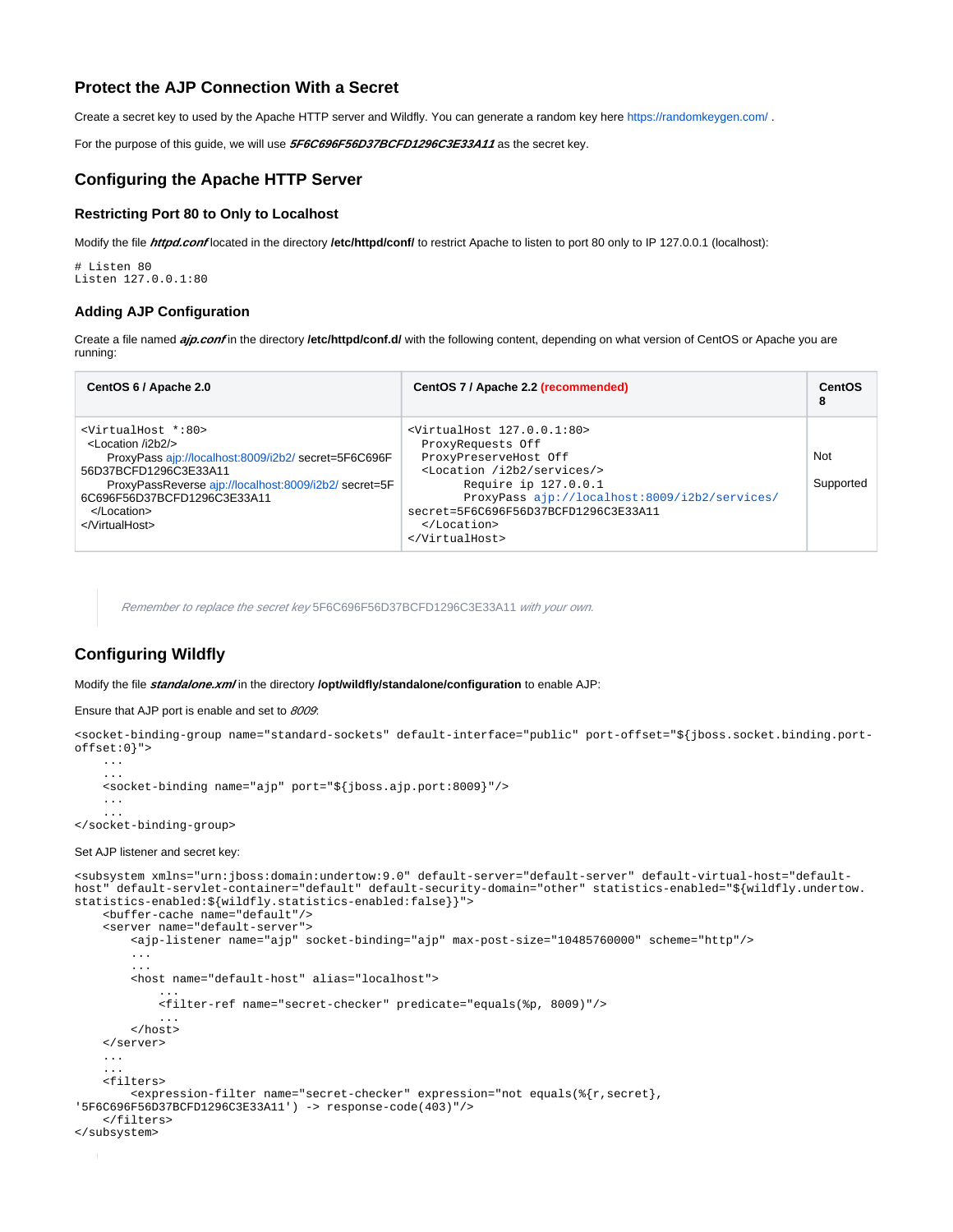## Protect the AJP Connection With a Secret

Create a secret key to used by the Apache HTTP server and Wildfly. You can generate a random key here https://randomkeygen.com/ .

For the purpose of this guide, we will use ***5F6C696F56D37BCFD1296C3E33A11*** as the secret key.

## Configuring the Apache HTTP Server

### Restricting Port 80 to Only to Localhost

Modify the file ***httpd.conf*** located in the directory **/etc/httpd/conf/** to restrict Apache to listen to port 80 only to IP 127.0.0.1 (localhost):

```
# Listen 80
Listen 127.0.0.1:80
```

### Adding AJP Configuration

Create a file named ***ajp.conf*** in the directory **/etc/httpd/conf.d/** with the following content, depending on what version of CentOS or Apache you are running:

| CentOS 6 / Apache 2.0 | CentOS 7 / Apache 2.2 (recommended) | CentOS 8 |
|---|---|---|
| `<VirtualHost *:80>`<br>`<Location /i2b2/>`<br>`ProxyPass ajp://localhost:8009/i2b2/ secret=5F6C696F56D37BCFD1296C3E33A11`<br>`ProxyPassReverse ajp://localhost:8009/i2b2/ secret=5F6C696F56D37BCFD1296C3E33A11`<br>`</Location>`<br>`</VirtualHost>` | `<VirtualHost 127.0.0.1:80>`<br>`ProxyRequests Off`<br>`ProxyPreserveHost Off`<br>`<Location /i2b2/services/>`<br>`Require ip 127.0.0.1`<br>`ProxyPass ajp://localhost:8009/i2b2/services/ secret=5F6C696F56D37BCFD1296C3E33A11`<br>`</Location>`<br>`</VirtualHost>` | Not<br><br>Supported |

> *Remember to replace the secret key* 5F6C696F56D37BCFD1296C3E33A11 *with your own.*

## Configuring Wildfly

Modify the file ***standalone.xml*** in the directory **/opt/wildfly/standalone/configuration** to enable AJP:

Ensure that AJP port is enable and set to *8009*:

```
<socket-binding-group name="standard-sockets" default-interface="public" port-offset="${jboss.socket.binding.port-offset:0}">
    ...
    ...
    <socket-binding name="ajp" port="${jboss.ajp.port:8009}"/>
    ...
    ...
</socket-binding-group>
```

Set AJP listener and secret key:

```
<subsystem xmlns="urn:jboss:domain:undertow:9.0" default-server="default-server" default-virtual-host="default-host" default-servlet-container="default" default-security-domain="other" statistics-enabled="${wildfly.undertow.statistics-enabled:${wildfly.statistics-enabled:false}}">
    <buffer-cache name="default"/>
    <server name="default-server">
        <ajp-listener name="ajp" socket-binding="ajp" max-post-size="10485760000" scheme="http"/>
        ...
        ...
        <host name="default-host" alias="localhost">
            ...
            <filter-ref name="secret-checker" predicate="equals(%p, 8009)"/>
            ...
        </host>
    </server>
    ...
    ...
    <filters>
        <expression-filter name="secret-checker" expression="not equals(%{r,secret}, '5F6C696F56D37BCFD1296C3E33A11') -> response-code(403)"/>
    </filters>
</subsystem>
```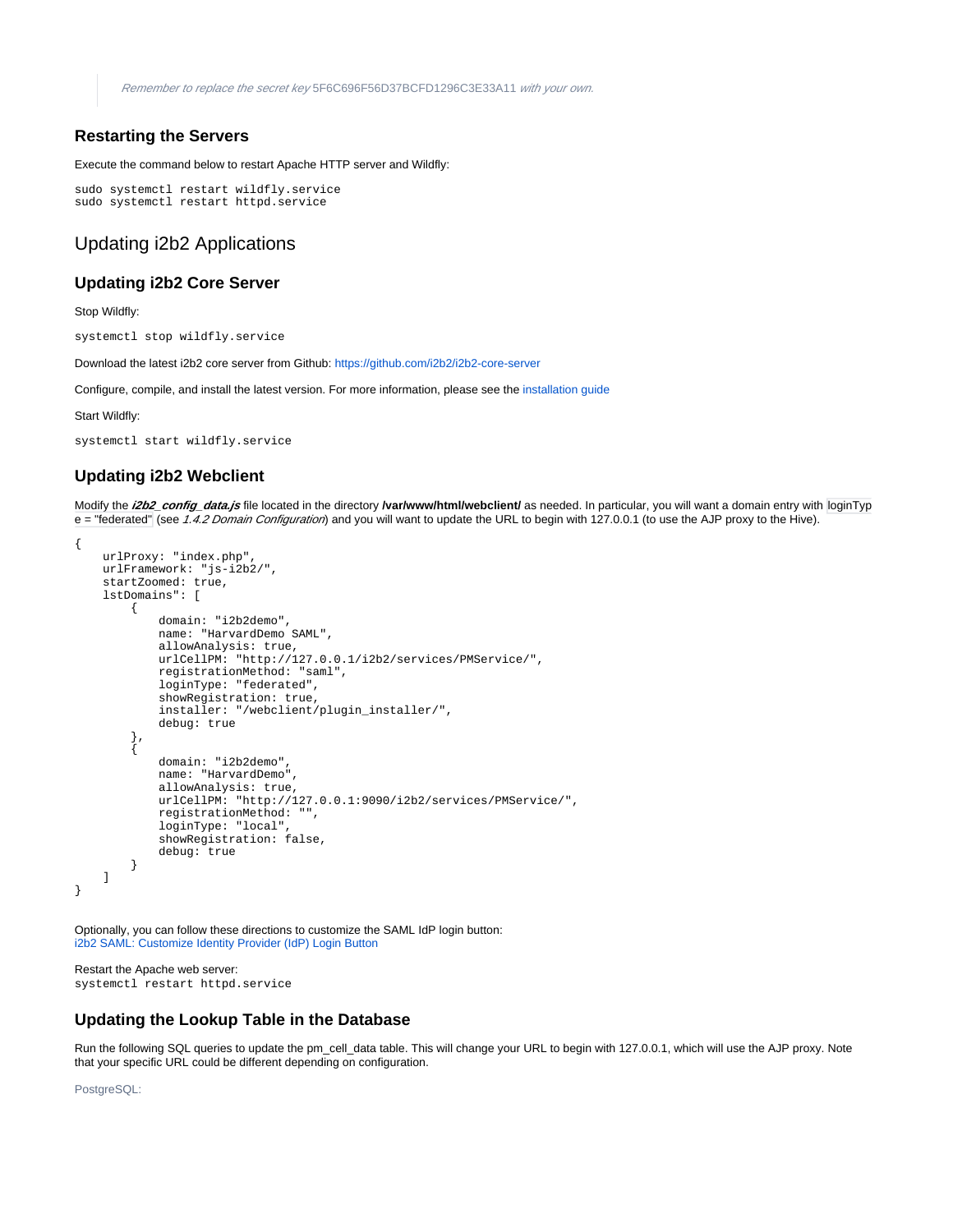> *Remember to replace the secret key* 5F6C696F56D37BCFD1296C3E33A11 *with your own.*

### Restarting the Servers

Execute the command below to restart Apache HTTP server and Wildfly:

```
sudo systemctl restart wildfly.service
sudo systemctl restart httpd.service
```

## Updating i2b2 Applications

### Updating i2b2 Core Server

Stop Wildfly:

```
systemctl stop wildfly.service
```

Download the latest i2b2 core server from Github: https://github.com/i2b2/i2b2-core-server

Configure, compile, and install the latest version. For more information, please see the installation guide

Start Wildfly:

```
systemctl start wildfly.service
```

### Updating i2b2 Webclient

Modify the ***i2b2_config_data.js*** file located in the directory **/var/www/html/webclient/** as needed. In particular, you will want a domain entry with `loginType = "federated"` (see *1.4.2 Domain Configuration*) and you will want to update the URL to begin with 127.0.0.1 (to use the AJP proxy to the Hive).

```
{
    urlProxy: "index.php",
    urlFramework: "js-i2b2/",
    startZoomed: true,
    lstDomains": [
        {
            domain: "i2b2demo",
            name: "HarvardDemo SAML",
            allowAnalysis: true,
            urlCellPM: "http://127.0.0.1/i2b2/services/PMService/",
            registrationMethod: "saml",
            loginType: "federated",
            showRegistration: true,
            installer: "/webclient/plugin_installer/",
            debug: true
        },
        {
            domain: "i2b2demo",
            name: "HarvardDemo",
            allowAnalysis: true,
            urlCellPM: "http://127.0.0.1:9090/i2b2/services/PMService/",
            registrationMethod: "",
            loginType: "local",
            showRegistration: false,
            debug: true
        }
    ]
}
```

Optionally, you can follow these directions to customize the SAML IdP login button:
i2b2 SAML: Customize Identity Provider (IdP) Login Button

Restart the Apache web server:

```
systemctl restart httpd.service
```

### Updating the Lookup Table in the Database

Run the following SQL queries to update the pm_cell_data table. This will change your URL to begin with 127.0.0.1, which will use the AJP proxy. Note that your specific URL could be different depending on configuration.

PostgreSQL: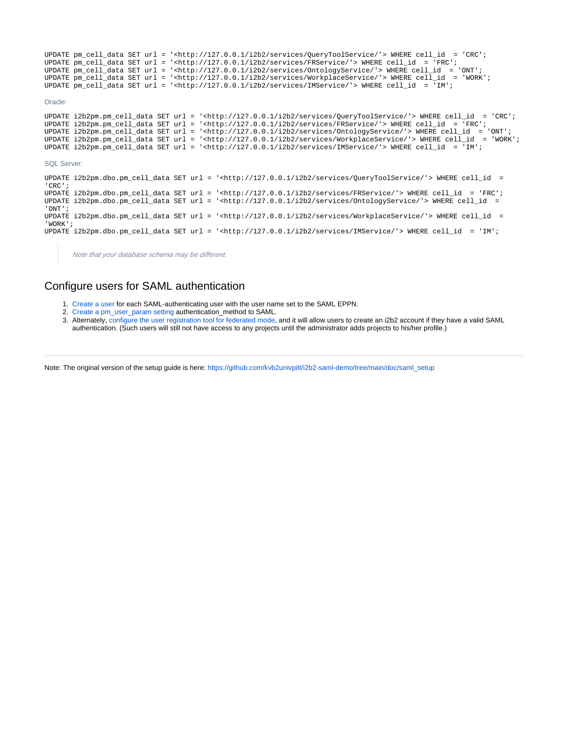```
UPDATE pm_cell_data SET url = '<http://127.0.0.1/i2b2/services/QueryToolService/'> WHERE cell_id  = 'CRC';
UPDATE pm_cell_data SET url = '<http://127.0.0.1/i2b2/services/FRService/'> WHERE cell_id  = 'FRC';
UPDATE pm_cell_data SET url = '<http://127.0.0.1/i2b2/services/OntologyService/'> WHERE cell_id  = 'ONT';
UPDATE pm_cell_data SET url = '<http://127.0.0.1/i2b2/services/WorkplaceService/'> WHERE cell_id  = 'WORK';
UPDATE pm_cell_data SET url = '<http://127.0.0.1/i2b2/services/IMService/'> WHERE cell_id  = 'IM';
```

Oracle:

```
UPDATE i2b2pm.pm_cell_data SET url = '<http://127.0.0.1/i2b2/services/QueryToolService/'> WHERE cell_id  = 'CRC';
UPDATE i2b2pm.pm_cell_data SET url = '<http://127.0.0.1/i2b2/services/FRService/'> WHERE cell_id  = 'FRC';
UPDATE i2b2pm.pm_cell_data SET url = '<http://127.0.0.1/i2b2/services/OntologyService/'> WHERE cell_id  = 'ONT';
UPDATE i2b2pm.pm_cell_data SET url = '<http://127.0.0.1/i2b2/services/WorkplaceService/'> WHERE cell_id  = 'WORK';
UPDATE i2b2pm.pm_cell_data SET url = '<http://127.0.0.1/i2b2/services/IMService/'> WHERE cell_id  = 'IM';
```

SQL Server:

```
UPDATE i2b2pm.dbo.pm_cell_data SET url = '<http://127.0.0.1/i2b2/services/QueryToolService/'> WHERE cell_id  =
'CRC';
UPDATE i2b2pm.dbo.pm_cell_data SET url = '<http://127.0.0.1/i2b2/services/FRService/'> WHERE cell_id  = 'FRC';
UPDATE i2b2pm.dbo.pm_cell_data SET url = '<http://127.0.0.1/i2b2/services/OntologyService/'> WHERE cell_id  =
'ONT';
UPDATE i2b2pm.dbo.pm_cell_data SET url = '<http://127.0.0.1/i2b2/services/WorkplaceService/'> WHERE cell_id  =
'WORK';
UPDATE i2b2pm.dbo.pm_cell_data SET url = '<http://127.0.0.1/i2b2/services/IMService/'> WHERE cell_id  = 'IM';
```

> *Note that your database schema may be different.*

## Configure users for SAML authentication

1. Create a user for each SAML-authenticating user with the user name set to the SAML EPPN.
2. Create a pm_user_param setting authentication_method to SAML.
3. Alternately, configure the user registration tool for federated mode, and it will allow users to create an i2b2 account if they have a valid SAML authentication. (Such users will still not have access to any projects until the administrator adds projects to his/her profile.)

---

Note: The original version of the setup guide is here: https://github.com/kvb2univpitt/i2b2-saml-demo/tree/main/doc/saml_setup